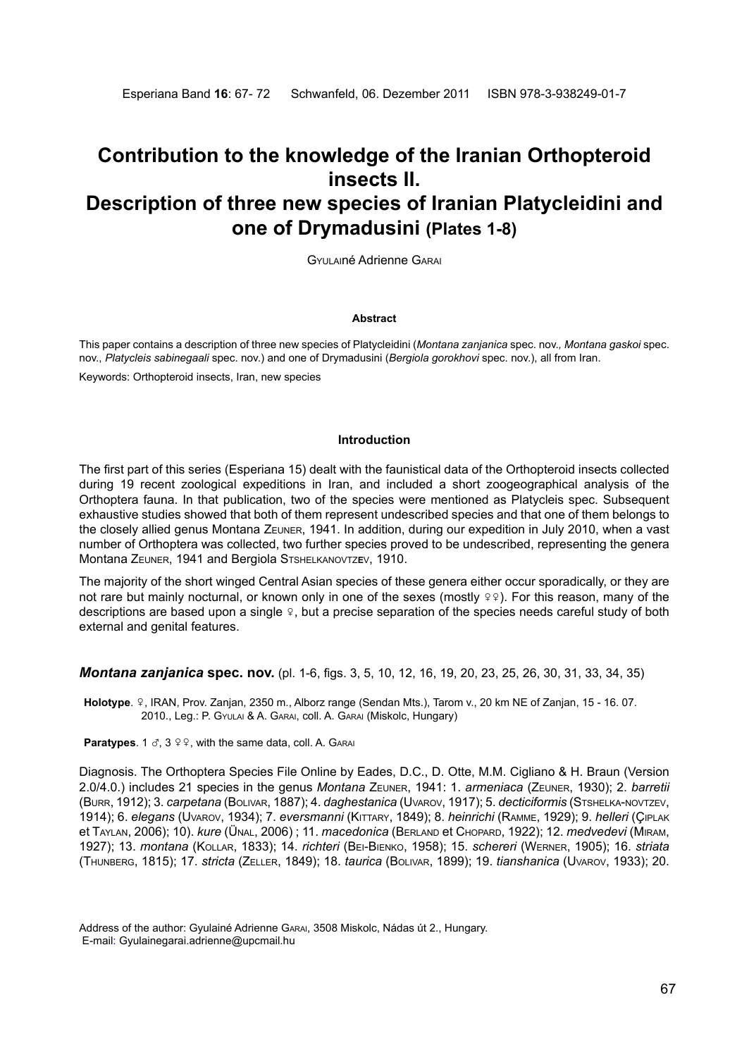# Contribution to the knowledge of the Iranian Orthopteroid insects II. Description of three new species of Iranian Platycleidini and one of Drymadusini (Plates 1-8)

Gyulainé Adrienne Garai

**Abstract**

This paper contains a description of three new species of Platycleidini (*Montana zanjanica* spec. nov., *Montana gaskoi* spec. nov., *Platycleis sabinegaali* spec. nov.) and one of Drymadusini (*Bergiola gorokhovi* spec. nov.), all from Iran.

Keywords: Orthopteroid insects, Iran, new species

## Introduction

The first part of this series (Esperiana 15) dealt with the faunistical data of the Orthopteroid insects collected during 19 recent zoological expeditions in Iran, and included a short zoogeographical analysis of the Orthoptera fauna. In that publication, two of the species were mentioned as Platycleis spec. Subsequent exhaustive studies showed that both of them represent undescribed species and that one of them belongs to the closely allied genus Montana Zeuner, 1941. In addition, during our expedition in July 2010, when a vast number of Orthoptera was collected, two further species proved to be undescribed, representing the genera Montana Zeuner, 1941 and Bergiola Stshelkanovtzev, 1910.

The majority of the short winged Central Asian species of these genera either occur sporadically, or they are not rare but mainly nocturnal, or known only in one of the sexes (mostly ♀♀). For this reason, many of the descriptions are based upon a single ♀, but a precise separation of the species needs careful study of both external and genital features.

### *Montana zanjanica* spec. nov. (pl. 1-6, figs. 3, 5, 10, 12, 16, 19, 20, 23, 25, 26, 30, 31, 33, 34, 35)

**Holotype**. ♀, IRAN, Prov. Zanjan, 2350 m., Alborz range (Sendan Mts.), Tarom v., 20 km NE of Zanjan, 15 - 16. 07. 2010., Leg.: P. Gyulai & A. Garai, coll. A. Garai (Miskolc, Hungary)

**Paratypes**. 1 ♂, 3 ♀♀, with the same data, coll. A. Garai

Diagnosis. The Orthoptera Species File Online by Eades, D.C., D. Otte, M.M. Cigliano & H. Braun (Version 2.0/4.0.) includes 21 species in the genus *Montana* Zeuner, 1941: 1. *armeniaca* (Zeuner, 1930); 2. *barretii* (Burr, 1912); 3. *carpetana* (Bolivar, 1887); 4. *daghestanica* (Uvarov, 1917); 5. *decticiformis* (Stshelka-novtzev, 1914); 6. *elegans* (Uvarov, 1934); 7. *eversmanni* (Kittary, 1849); 8. *heinrichi* (Ramme, 1929); 9. *helleri* (Çiplak et Taylan, 2006); 10). *kure* (Ünal, 2006) ; 11. *macedonica* (Berland et Chopard, 1922); 12. *medvedevi* (Miram, 1927); 13. *montana* (Kollar, 1833); 14. *richteri* (Bei-Bienko, 1958); 15. *schereri* (Werner, 1905); 16. *striata* (Thunberg, 1815); 17. *stricta* (Zeller, 1849); 18. *taurica* (Bolivar, 1899); 19. *tianshanica* (Uvarov, 1933); 20.

Address of the author: Gyulainé Adrienne Garai, 3508 Miskolc, Nádas út 2., Hungary.
E-mail: Gyulainegarai.adrienne@upcmail.hu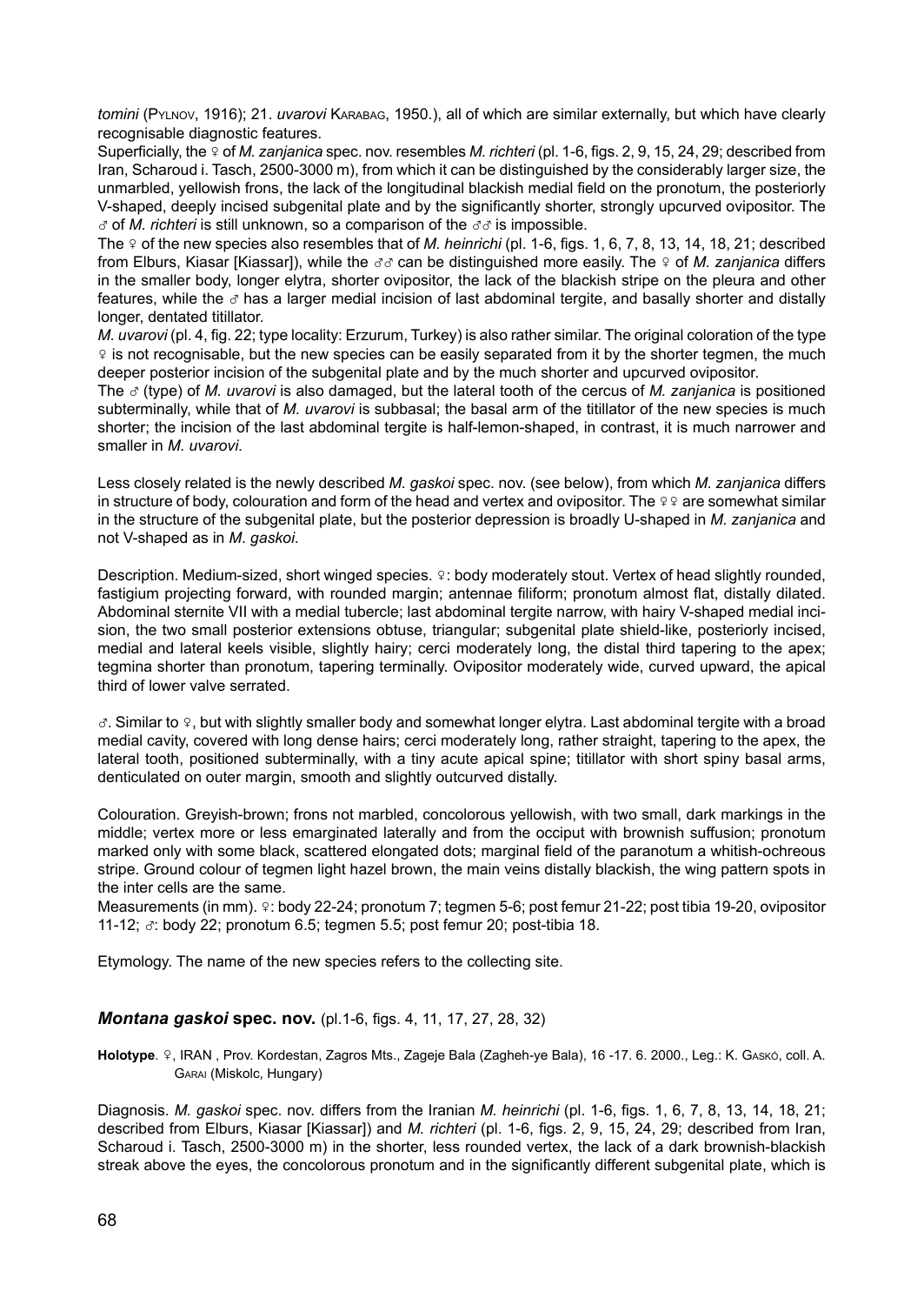*tomini* (Pylnov, 1916); 21. *uvarovi* Karabag, 1950.), all of which are similar externally, but which have clearly recognisable diagnostic features.

Superficially, the ♀ of *M. zanjanica* spec. nov. resembles *M. richteri* (pl. 1-6, figs. 2, 9, 15, 24, 29; described from Iran, Scharoud i. Tasch, 2500-3000 m), from which it can be distinguished by the considerably larger size, the unmarbled, yellowish frons, the lack of the longitudinal blackish medial field on the pronotum, the posteriorly V-shaped, deeply incised subgenital plate and by the significantly shorter, strongly upcurved ovipositor. The ♂ of *M. richteri* is still unknown, so a comparison of the ♂♂ is impossible.

The ♀ of the new species also resembles that of *M. heinrichi* (pl. 1-6, figs. 1, 6, 7, 8, 13, 14, 18, 21; described from Elburs, Kiasar [Kiassar]), while the ♂♂ can be distinguished more easily. The ♀ of *M. zanjanica* differs in the smaller body, longer elytra, shorter ovipositor, the lack of the blackish stripe on the pleura and other features, while the ♂ has a larger medial incision of last abdominal tergite, and basally shorter and distally longer, dentated titillator.

*M. uvarovi* (pl. 4, fig. 22; type locality: Erzurum, Turkey) is also rather similar. The original coloration of the type ♀ is not recognisable, but the new species can be easily separated from it by the shorter tegmen, the much deeper posterior incision of the subgenital plate and by the much shorter and upcurved ovipositor.

The ♂ (type) of *M. uvarovi* is also damaged, but the lateral tooth of the cercus of *M. zanjanica* is positioned subterminally, while that of *M. uvarovi* is subbasal; the basal arm of the titillator of the new species is much shorter; the incision of the last abdominal tergite is half-lemon-shaped, in contrast, it is much narrower and smaller in *M. uvarovi*.

Less closely related is the newly described *M. gaskoi* spec. nov. (see below), from which *M. zanjanica* differs in structure of body, colouration and form of the head and vertex and ovipositor. The ♀♀ are somewhat similar in the structure of the subgenital plate, but the posterior depression is broadly U-shaped in *M. zanjanica* and not V-shaped as in *M. gaskoi*.

Description. Medium-sized, short winged species. ♀: body moderately stout. Vertex of head slightly rounded, fastigium projecting forward, with rounded margin; antennae filiform; pronotum almost flat, distally dilated. Abdominal sternite VII with a medial tubercle; last abdominal tergite narrow, with hairy V-shaped medial incision, the two small posterior extensions obtuse, triangular; subgenital plate shield-like, posteriorly incised, medial and lateral keels visible, slightly hairy; cerci moderately long, the distal third tapering to the apex; tegmina shorter than pronotum, tapering terminally. Ovipositor moderately wide, curved upward, the apical third of lower valve serrated.

♂. Similar to ♀, but with slightly smaller body and somewhat longer elytra. Last abdominal tergite with a broad medial cavity, covered with long dense hairs; cerci moderately long, rather straight, tapering to the apex, the lateral tooth, positioned subterminally, with a tiny acute apical spine; titillator with short spiny basal arms, denticulated on outer margin, smooth and slightly outcurved distally.

Colouration. Greyish-brown; frons not marbled, concolorous yellowish, with two small, dark markings in the middle; vertex more or less emarginated laterally and from the occiput with brownish suffusion; pronotum marked only with some black, scattered elongated dots; marginal field of the paranotum a whitish-ochreous stripe. Ground colour of tegmen light hazel brown, the main veins distally blackish, the wing pattern spots in the inter cells are the same.

Measurements (in mm). ♀: body 22-24; pronotum 7; tegmen 5-6; post femur 21-22; post tibia 19-20, ovipositor 11-12; ♂: body 22; pronotum 6.5; tegmen 5.5; post femur 20; post-tibia 18.

Etymology. The name of the new species refers to the collecting site.

### ***Montana gaskoi*** **spec. nov.** (pl.1-6, figs. 4, 11, 17, 27, 28, 32)

**Holotype**. ♀, IRAN , Prov. Kordestan, Zagros Mts., Zageje Bala (Zagheh-ye Bala), 16 -17. 6. 2000., Leg.: K. Gaskó, coll. A. Garai (Miskolc, Hungary)

Diagnosis. *M. gaskoi* spec. nov. differs from the Iranian *M. heinrichi* (pl. 1-6, figs. 1, 6, 7, 8, 13, 14, 18, 21; described from Elburs, Kiasar [Kiassar]) and *M. richteri* (pl. 1-6, figs. 2, 9, 15, 24, 29; described from Iran, Scharoud i. Tasch, 2500-3000 m) in the shorter, less rounded vertex, the lack of a dark brownish-blackish streak above the eyes, the concolorous pronotum and in the significantly different subgenital plate, which is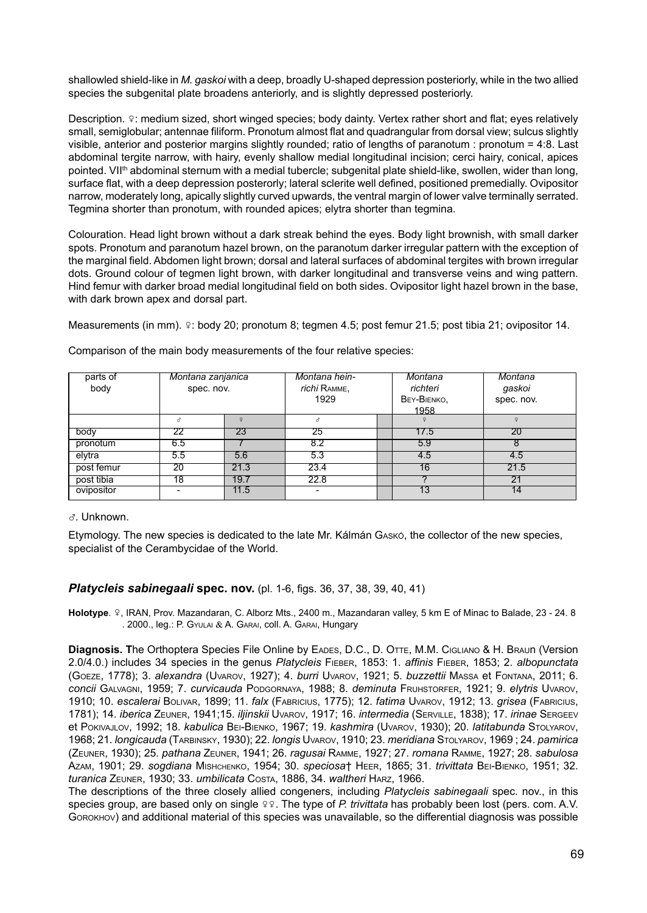shallowled shield-like in *M. gaskoi* with a deep, broadly U-shaped depression posteriorly, while in the two allied species the subgenital plate broadens anteriorly, and is slightly depressed posteriorly.

Description. ♀: medium sized, short winged species; body dainty. Vertex rather short and flat; eyes relatively small, semiglobular; antennae filiform. Pronotum almost flat and quadrangular from dorsal view; sulcus slightly visible, anterior and posterior margins slightly rounded; ratio of lengths of paranotum : pronotum = 4:8. Last abdominal tergite narrow, with hairy, evenly shallow medial longitudinal incision; cerci hairy, conical, apices pointed. VII$^{th}$ abdominal sternum with a medial tubercle; subgenital plate shield-like, swollen, wider than long, surface flat, with a deep depression posterorly; lateral sclerite well defined, positioned premedially. Ovipositor narrow, moderately long, apically slightly curved upwards, the ventral margin of lower valve terminally serrated. Tegmina shorter than pronotum, with rounded apices; elytra shorter than tegmina.

Colouration. Head light brown without a dark streak behind the eyes. Body light brownish, with small darker spots. Pronotum and paranotum hazel brown, on the paranotum darker irregular pattern with the exception of the marginal field. Abdomen light brown; dorsal and lateral surfaces of abdominal tergites with brown irregular dots. Ground colour of tegmen light brown, with darker longitudinal and transverse veins and wing pattern. Hind femur with darker broad medial longitudinal field on both sides. Ovipositor light hazel brown in the base, with dark brown apex and dorsal part.

Measurements (in mm). ♀: body 20; pronotum 8; tegmen 4.5; post femur 21.5; post tibia 21; ovipositor 14.

Comparison of the main body measurements of the four relative species:

| parts of body | *Montana zanjanica* spec. nov. | | *Montana heinrichi* Ramme, 1929 | | *Montana richteri* Bey-Bienko, 1958 | *Montana gaskoi* spec. nov. |
|---|---|---|---|---|---|---|
| | ♂ | ♀ | ♂ | | ♀ | ♀ |
| body | 22 | 23 | 25 | | 17.5 | 20 |
| pronotum | 6.5 | 7 | 8.2 | | 5.9 | 8 |
| elytra | 5.5 | 5.6 | 5.3 | | 4.5 | 4.5 |
| post femur | 20 | 21.3 | 23.4 | | 16 | 21.5 |
| post tibia | 18 | 19.7 | 22.8 | | ? | 21 |
| ovipositor | - | 11.5 | - | | 13 | 14 |

♂. Unknown.

Etymology. The new species is dedicated to the late Mr. Kálmán Gaskó, the collector of the new species, specialist of the Cerambycidae of the World.

## *Platycleis sabinegaali* spec. nov. (pl. 1-6, figs. 36, 37, 38, 39, 40, 41)

**Holotype**. ♀, IRAN, Prov. Mazandaran, C. Alborz Mts., 2400 m., Mazandaran valley, 5 km E of Minac to Balade, 23 - 24. 8 . 2000., leg.: P. Gyulai & A. Garai, coll. A. Garai, Hungary

**Diagnosis. T**he Orthoptera Species File Online by Eades, D.C., D. Otte, M.M. Cigliano & H. Braun (Version 2.0/4.0.) includes 34 species in the genus *Platycleis* Fieber, 1853: 1. *affinis* Fieber, 1853; 2. *albopunctata* (Goeze, 1778); 3. *alexandra* (Uvarov, 1927); 4. *burri* Uvarov, 1921; 5. *buzzettii* Massa et Fontana, 2011; 6. *concii* Galvagni, 1959; 7. *curvicauda* Podgornaya, 1988; 8. *deminuta* Fruhstorfer, 1921; 9. *elytris* Uvarov, 1910; 10. *escalerai* Bolivar, 1899; 11. *falx* (Fabricius, 1775); 12. *fatima* Uvarov, 1912; 13. *grisea* (Fabricius, 1781); 14. *iberica* Zeuner, 1941;15. *iljinskii* Uvarov, 1917; 16. *intermedia* (Serville, 1838); 17. *irinae* Sergeev et Pokivajlov, 1992; 18. *kabulica* Bei-Bienko, 1967; 19. *kashmira* (Uvarov, 1930); 20. *latitabunda* Stolyarov, 1968; 21. *longicauda* (Tarbinsky, 1930); 22. *longis* Uvarov, 1910; 23. *meridiana* Stolyarov, 1969 ; 24. *pamirica* (Zeuner, 1930); 25. *pathana* Zeuner, 1941; 26. *ragusai* Ramme, 1927; 27. *romana* Ramme, 1927; 28. *sabulosa* Azam, 1901; 29. *sogdiana* Mishchenko, 1954; 30. *speciosa*† Heer, 1865; 31. *trivittata* Bei-Bienko, 1951; 32. *turanica* Zeuner, 1930; 33. *umbilicata* Costa, 1886, 34. *waltheri* Harz, 1966.

The descriptions of the three closely allied congeners, including *Platycleis sabinegaali* spec. nov., in this species group, are based only on single ♀♀. The type of *P. trivittata* has probably been lost (pers. com. A.V. Gorokhov) and additional material of this species was unavailable, so the differential diagnosis was possible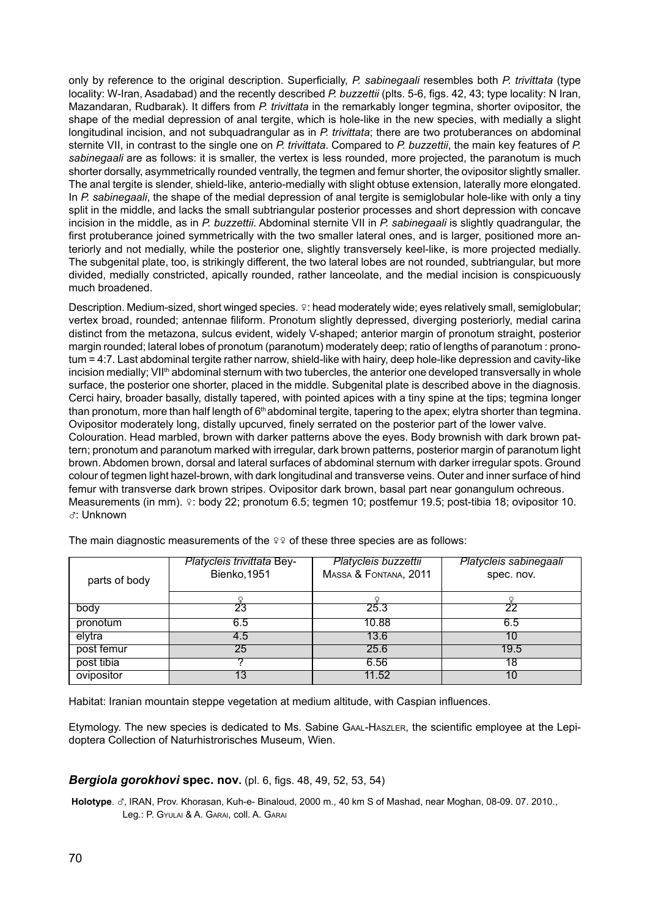only by reference to the original description. Superficially, *P. sabinegaali* resembles both *P. trivittata* (type locality: W-Iran, Asadabad) and the recently described *P. buzzettii* (plts. 5-6, figs. 42, 43; type locality: N Iran, Mazandaran, Rudbarak). It differs from *P. trivittata* in the remarkably longer tegmina, shorter ovipositor, the shape of the medial depression of anal tergite, which is hole-like in the new species, with medially a slight longitudinal incision, and not subquadrangular as in *P. trivittata*; there are two protuberances on abdominal sternite VII, in contrast to the single one on *P. trivittata*. Compared to *P. buzzettii*, the main key features of *P. sabinegaali* are as follows: it is smaller, the vertex is less rounded, more projected, the paranotum is much shorter dorsally, asymmetrically rounded ventrally, the tegmen and femur shorter, the ovipositor slightly smaller. The anal tergite is slender, shield-like, anterio-medially with slight obtuse extension, laterally more elongated. In *P. sabinegaali*, the shape of the medial depression of anal tergite is semiglobular hole-like with only a tiny split in the middle, and lacks the small subtriangular posterior processes and short depression with concave incision in the middle, as in *P. buzzettii*. Abdominal sternite VII in *P. sabinegaali* is slightly quadrangular, the first protuberance joined symmetrically with the two smaller lateral ones, and is larger, positioned more anteriorly and not medially, while the posterior one, slightly transversely keel-like, is more projected medially. The subgenital plate, too, is strikingly different, the two lateral lobes are not rounded, subtriangular, but more divided, medially constricted, apically rounded, rather lanceolate, and the medial incision is conspicuously much broadened.

Description. Medium-sized, short winged species. ♀: head moderately wide; eyes relatively small, semiglobular; vertex broad, rounded; antennae filiform. Pronotum slightly depressed, diverging posteriorly, medial carina distinct from the metazona, sulcus evident, widely V-shaped; anterior margin of pronotum straight, posterior margin rounded; lateral lobes of pronotum (paranotum) moderately deep; ratio of lengths of paranotum : pronotum = 4:7. Last abdominal tergite rather narrow, shield-like with hairy, deep hole-like depression and cavity-like incision medially; VII^th abdominal sternum with two tubercles, the anterior one developed transversally in whole surface, the posterior one shorter, placed in the middle. Subgenital plate is described above in the diagnosis. Cerci hairy, broader basally, distally tapered, with pointed apices with a tiny spine at the tips; tegmina longer than pronotum, more than half length of 6^th abdominal tergite, tapering to the apex; elytra shorter than tegmina. Ovipositor moderately long, distally upcurved, finely serrated on the posterior part of the lower valve.

Colouration. Head marbled, brown with darker patterns above the eyes. Body brownish with dark brown pattern; pronotum and paranotum marked with irregular, dark brown patterns, posterior margin of paranotum light brown. Abdomen brown, dorsal and lateral surfaces of abdominal sternum with darker irregular spots. Ground colour of tegmen light hazel-brown, with dark longitudinal and transverse veins. Outer and inner surface of hind femur with transverse dark brown stripes. Ovipositor dark brown, basal part near gonangulum ochreous.

Measurements (in mm). ♀: body 22; pronotum 6.5; tegmen 10; postfemur 19.5; post-tibia 18; ovipositor 10.

♂: Unknown

The main diagnostic measurements of the ♀♀ of these three species are as follows:

| parts of body | *Platycleis trivittata* Bey-Bienko, 1951 | *Platycleis buzzettii* Massa & Fontana, 2011 | *Platycleis sabinegaali* spec. nov. |
|---|---|---|---|
| | ♀ | ♀ | ♀ |
| body | 23 | 25.3 | 22 |
| pronotum | 6.5 | 10.88 | 6.5 |
| elytra | 4.5 | 13.6 | 10 |
| post femur | 25 | 25.6 | 19.5 |
| post tibia | ? | 6.56 | 18 |
| ovipositor | 13 | 11.52 | 10 |

Habitat: Iranian mountain steppe vegetation at medium altitude, with Caspian influences.

Etymology. The new species is dedicated to Ms. Sabine Gaal-Haszler, the scientific employee at the Lepidoptera Collection of Naturhistrorisches Museum, Wien.

## ***Bergiola gorokhovi*** **spec. nov.** (pl. 6, figs. 48, 49, 52, 53, 54)

**Holotype**. ♂, IRAN, Prov. Khorasan, Kuh-e- Binaloud, 2000 m., 40 km S of Mashad, near Moghan, 08-09. 07. 2010., Leg.: P. Gyulai & A. Garai, coll. A. Garai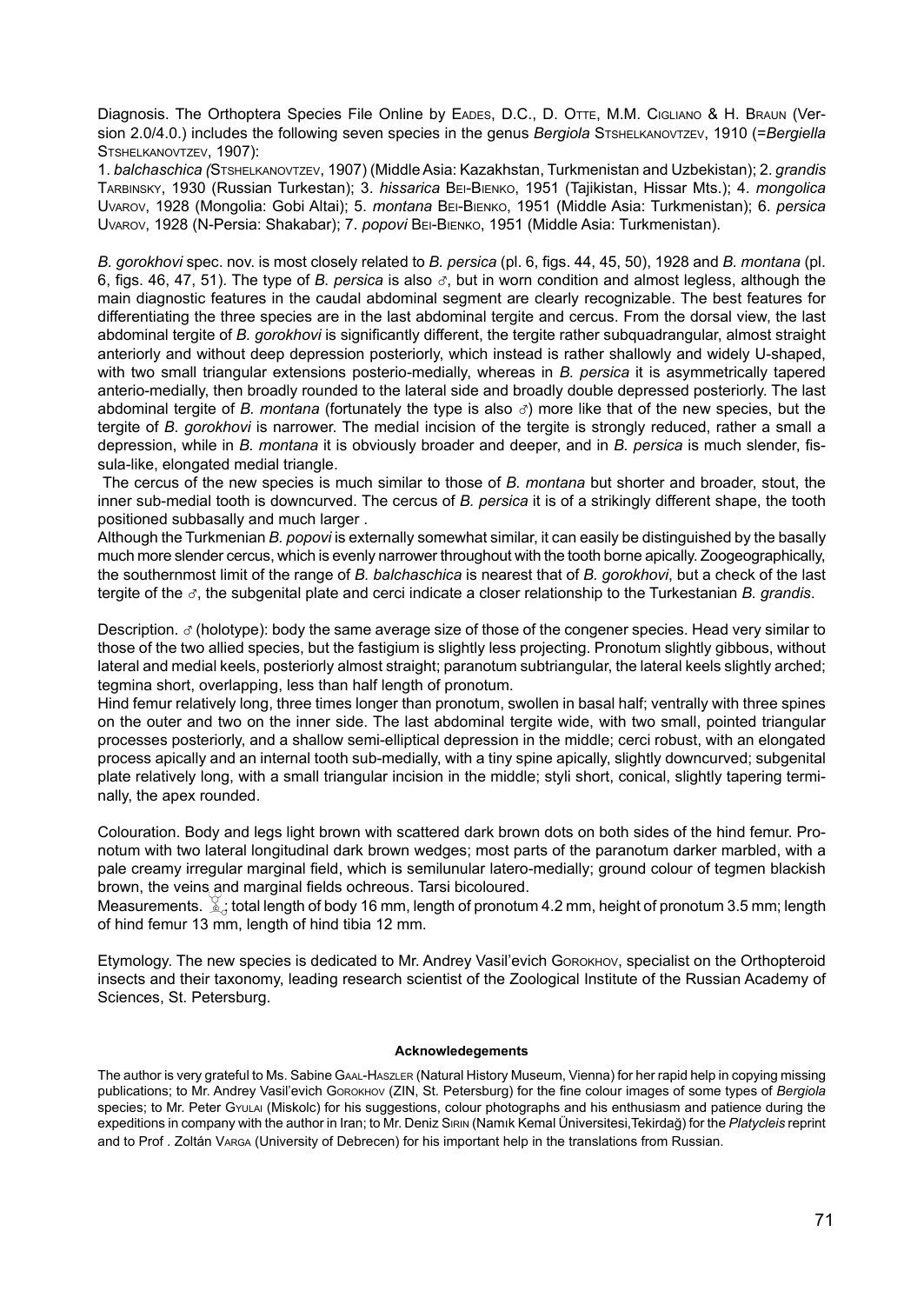Diagnosis. The Orthoptera Species File Online by EADES, D.C., D. OTTE, M.M. CIGLIANO & H. BRAUN (Version 2.0/4.0.) includes the following seven species in the genus *Bergiola* STSHELKANOVTZEV, 1910 (=*Bergiella* STSHELKANOVTZEV, 1907):

1. *balchaschica (*STSHELKANOVTZEV, 1907) (Middle Asia: Kazakhstan, Turkmenistan and Uzbekistan); 2. *grandis* TARBINSKY, 1930 (Russian Turkestan); 3. *hissarica* BEI-BIENKO, 1951 (Tajikistan, Hissar Mts.); 4. *mongolica* UVAROV, 1928 (Mongolia: Gobi Altai); 5. *montana* BEI-BIENKO, 1951 (Middle Asia: Turkmenistan); 6. *persica* UVAROV, 1928 (N-Persia: Shakabar); 7. *popovi* BEI-BIENKO, 1951 (Middle Asia: Turkmenistan).

*B. gorokhovi* spec. nov. is most closely related to *B. persica* (pl. 6, figs. 44, 45, 50), 1928 and *B. montana* (pl. 6, figs. 46, 47, 51). The type of *B. persica* is also ♂, but in worn condition and almost legless, although the main diagnostic features in the caudal abdominal segment are clearly recognizable. The best features for differentiating the three species are in the last abdominal tergite and cercus. From the dorsal view, the last abdominal tergite of *B. gorokhovi* is significantly different, the tergite rather subquadrangular, almost straight anteriorly and without deep depression posteriorly, which instead is rather shallowly and widely U-shaped, with two small triangular extensions posterio-medially, whereas in *B. persica* it is asymmetrically tapered anterio-medially, then broadly rounded to the lateral side and broadly double depressed posteriorly. The last abdominal tergite of *B. montana* (fortunately the type is also ♂) more like that of the new species, but the tergite of *B. gorokhovi* is narrower. The medial incision of the tergite is strongly reduced, rather a small a depression, while in *B. montana* it is obviously broader and deeper, and in *B. persica* is much slender, fissula-like, elongated medial triangle.

The cercus of the new species is much similar to those of *B. montana* but shorter and broader, stout, the inner sub-medial tooth is downcurved. The cercus of *B. persica* it is of a strikingly different shape, the tooth positioned subbasally and much larger .

Although the Turkmenian *B. popovi* is externally somewhat similar, it can easily be distinguished by the basally much more slender cercus, which is evenly narrower throughout with the tooth borne apically. Zoogeographically, the southernmost limit of the range of *B. balchaschica* is nearest that of *B. gorokhovi*, but a check of the last tergite of the ♂, the subgenital plate and cerci indicate a closer relationship to the Turkestanian *B. grandis*.

Description. ♂ (holotype): body the same average size of those of the congener species. Head very similar to those of the two allied species, but the fastigium is slightly less projecting. Pronotum slightly gibbous, without lateral and medial keels, posteriorly almost straight; paranotum subtriangular, the lateral keels slightly arched; tegmina short, overlapping, less than half length of pronotum.

Hind femur relatively long, three times longer than pronotum, swollen in basal half; ventrally with three spines on the outer and two on the inner side. The last abdominal tergite wide, with two small, pointed triangular processes posteriorly, and a shallow semi-elliptical depression in the middle; cerci robust, with an elongated process apically and an internal tooth sub-medially, with a tiny spine apically, slightly downcurved; subgenital plate relatively long, with a small triangular incision in the middle; styli short, conical, slightly tapering terminally, the apex rounded.

Colouration. Body and legs light brown with scattered dark brown dots on both sides of the hind femur. Pronotum with two lateral longitudinal dark brown wedges; most parts of the paranotum darker marbled, with a pale creamy irregular marginal field, which is semilunular latero-medially; ground colour of tegmen blackish brown, the veins and marginal fields ochreous. Tarsi bicoloured.

Measurements. ♂: total length of body 16 mm, length of pronotum 4.2 mm, height of pronotum 3.5 mm; length of hind femur 13 mm, length of hind tibia 12 mm.

Etymology. The new species is dedicated to Mr. Andrey Vasil'evich GOROKHOV, specialist on the Orthopteroid insects and their taxonomy, leading research scientist of the Zoological Institute of the Russian Academy of Sciences, St. Petersburg.

#### Acknowledegements

The author is very grateful to Ms. Sabine GAAL-HASZLER (Natural History Museum, Vienna) for her rapid help in copying missing publications; to Mr. Andrey Vasil'evich GOROKHOV (ZIN, St. Petersburg) for the fine colour images of some types of *Bergiola* species; to Mr. Peter GYULAI (Miskolc) for his suggestions, colour photographs and his enthusiasm and patience during the expeditions in company with the author in Iran; to Mr. Deniz SIRIN (Namık Kemal Üniversitesi,Tekirdağ) for the *Platycleis* reprint and to Prof . Zoltán VARGA (University of Debrecen) for his important help in the translations from Russian.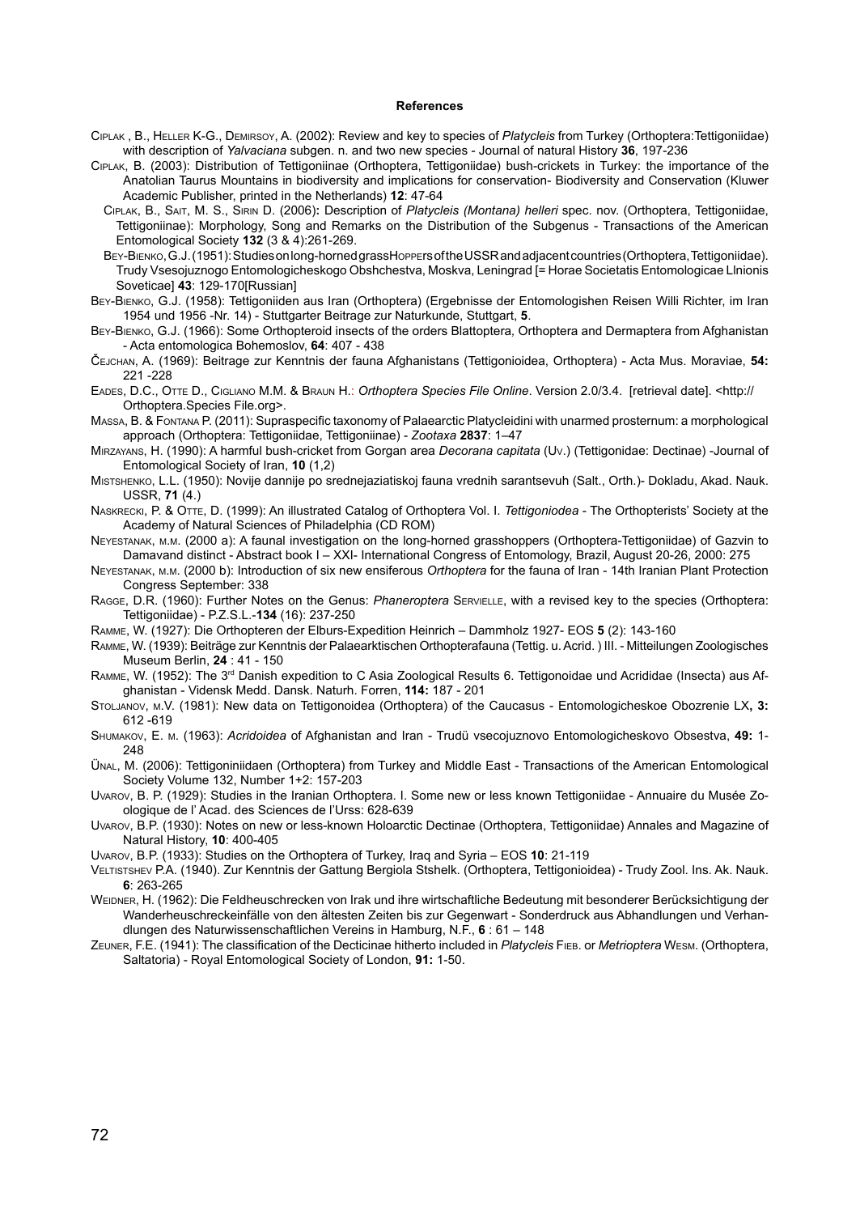**References**

Ciplak , B., Heller K-G., Demirsoy, A. (2002): Review and key to species of *Platycleis* from Turkey (Orthoptera:Tettigoniidae) with description of *Yalvaciana* subgen. n. and two new species - Journal of natural History **36**, 197-236

Ciplak, B. (2003): Distribution of Tettigoniinae (Orthoptera, Tettigoniidae) bush-crickets in Turkey: the importance of the Anatolian Taurus Mountains in biodiversity and implications for conservation- Biodiversity and Conservation (Kluwer Academic Publisher, printed in the Netherlands) **12**: 47-64

Ciplak, B., Sait, M. S., Sirin D. (2006)**:** Description of *Platycleis (Montana) helleri* spec. nov. (Orthoptera, Tettigoniidae, Tettigoniinae): Morphology, Song and Remarks on the Distribution of the Subgenus - Transactions of the American Entomological Society **132** (3 & 4):261-269.

Bey-Bienko, G.J. (1951): Studies on long-horned grassHoppers of the USSR and adjacent countries (Orthoptera, Tettigoniidae). Trudy Vsesojuznogo Entomologicheskogo Obshchestva, Moskva, Leningrad [= Horae Societatis Entomologicae Llnionis Soveticae] **43**: 129-170[Russian]

Bey-Bienko, G.J. (1958): Tettigoniiden aus Iran (Orthoptera) (Ergebnisse der Entomologishen Reisen Willi Richter, im Iran 1954 und 1956 -Nr. 14) - Stuttgarter Beitrage zur Naturkunde, Stuttgart, **5**.

Bey-Bienko, G.J. (1966): Some Orthopteroid insects of the orders Blattoptera, Orthoptera and Dermaptera from Afghanistan - Acta entomologica Bohemoslov, **64**: 407 - 438

Čejchan, A. (1969): Beitrage zur Kenntnis der fauna Afghanistans (Tettigonioidea, Orthoptera) - Acta Mus. Moraviae, **54:** 221 -228

Eades, D.C., Otte D., Cigliano M.M. & Braun H.: *Orthoptera Species File Online*. Version 2.0/3.4. [retrieval date]. <http://Orthoptera.Species File.org>.

Massa, B. & Fontana P. (2011): Supraspecific taxonomy of Palaearctic Platycleidini with unarmed prosternum: a morphological approach (Orthoptera: Tettigoniidae, Tettigoniinae) - *Zootaxa* **2837**: 1–47

Mirzayans, H. (1990): A harmful bush-cricket from Gorgan area *Decorana capitata* (Uv.) (Tettigonidae: Dectinae) -Journal of Entomological Society of Iran, **10** (1,2)

Mistshenko, L.L. (1950): Novije dannije po srednejaziatiskoj fauna vrednih sarantsevuh (Salt., Orth.)- Dokladu, Akad. Nauk. USSR, **71** (4.)

Naskrecki, P. & Otte, D. (1999): An illustrated Catalog of Orthoptera Vol. I. *Tettigoniodea* - The Orthopterists' Society at the Academy of Natural Sciences of Philadelphia (CD ROM)

Neyestanak, m.m. (2000 a): A faunal investigation on the long-horned grasshoppers (Orthoptera-Tettigoniidae) of Gazvin to Damavand distinct - Abstract book I – XXI- International Congress of Entomology, Brazil, August 20-26, 2000: 275

Neyestanak, m.m. (2000 b): Introduction of six new ensiferous *Orthoptera* for the fauna of Iran - 14th Iranian Plant Protection Congress September: 338

Ragge, D.R. (1960): Further Notes on the Genus: *Phaneroptera* Servielle, with a revised key to the species (Orthoptera: Tettigoniidae) - P.Z.S.L.-**134** (16): 237-250

Ramme, W. (1927): Die Orthopteren der Elburs-Expedition Heinrich – Dammholz 1927- EOS **5** (2): 143-160

Ramme, W. (1939): Beiträge zur Kenntnis der Palaearktischen Orthopterafauna (Tettig. u. Acrid. ) III. - Mitteilungen Zoologisches Museum Berlin, **24** : 41 - 150

Ramme, W. (1952): The 3rd Danish expedition to C Asia Zoological Results 6. Tettigonoidae und Acrididae (Insecta) aus Afghanistan - Vidensk Medd. Dansk. Naturh. Forren, **114:** 187 - 201

Stoljanov, m.V. (1981): New data on Tettigonoidea (Orthoptera) of the Caucasus - Entomologicheskoe Obozrenie LX**, 3:** 612 -619

Shumakov, E. m. (1963): *Acridoidea* of Afghanistan and Iran - Trudü vsecojuznovo Entomologicheskovo Obsestva, **49:** 1-248

Ünal, M. (2006): Tettigoniniidaen (Orthoptera) from Turkey and Middle East - Transactions of the American Entomological Society Volume 132, Number 1+2: 157-203

Uvarov, B. P. (1929): Studies in the Iranian Orthoptera. I. Some new or less known Tettigoniidae - Annuaire du Musée Zoologique de l' Acad. des Sciences de l'Urss: 628-639

Uvarov, B.P. (1930): Notes on new or less-known Holoarctic Dectinae (Orthoptera, Tettigoniidae) Annales and Magazine of Natural History, **10**: 400-405

Uvarov, B.P. (1933): Studies on the Orthoptera of Turkey, Iraq and Syria – EOS **10**: 21-119

Veltistshev P.A. (1940). Zur Kenntnis der Gattung Bergiola Stshelk. (Orthoptera, Tettigonioidea) - Trudy Zool. Ins. Ak. Nauk. **6**: 263-265

Weidner, H. (1962): Die Feldheuschrecken von Irak und ihre wirtschaftliche Bedeutung mit besonderer Berücksichtigung der Wanderheuschreckeinfälle von den ältesten Zeiten bis zur Gegenwart - Sonderdruck aus Abhandlungen und Verhandlungen des Naturwissenschaftlichen Vereins in Hamburg, N.F., **6** : 61 – 148

Zeuner, F.E. (1941): The classification of the Decticinae hitherto included in *Platycleis* Fieb. or *Metrioptera* Wesm. (Orthoptera, Saltatoria) - Royal Entomological Society of London, **91:** 1-50.